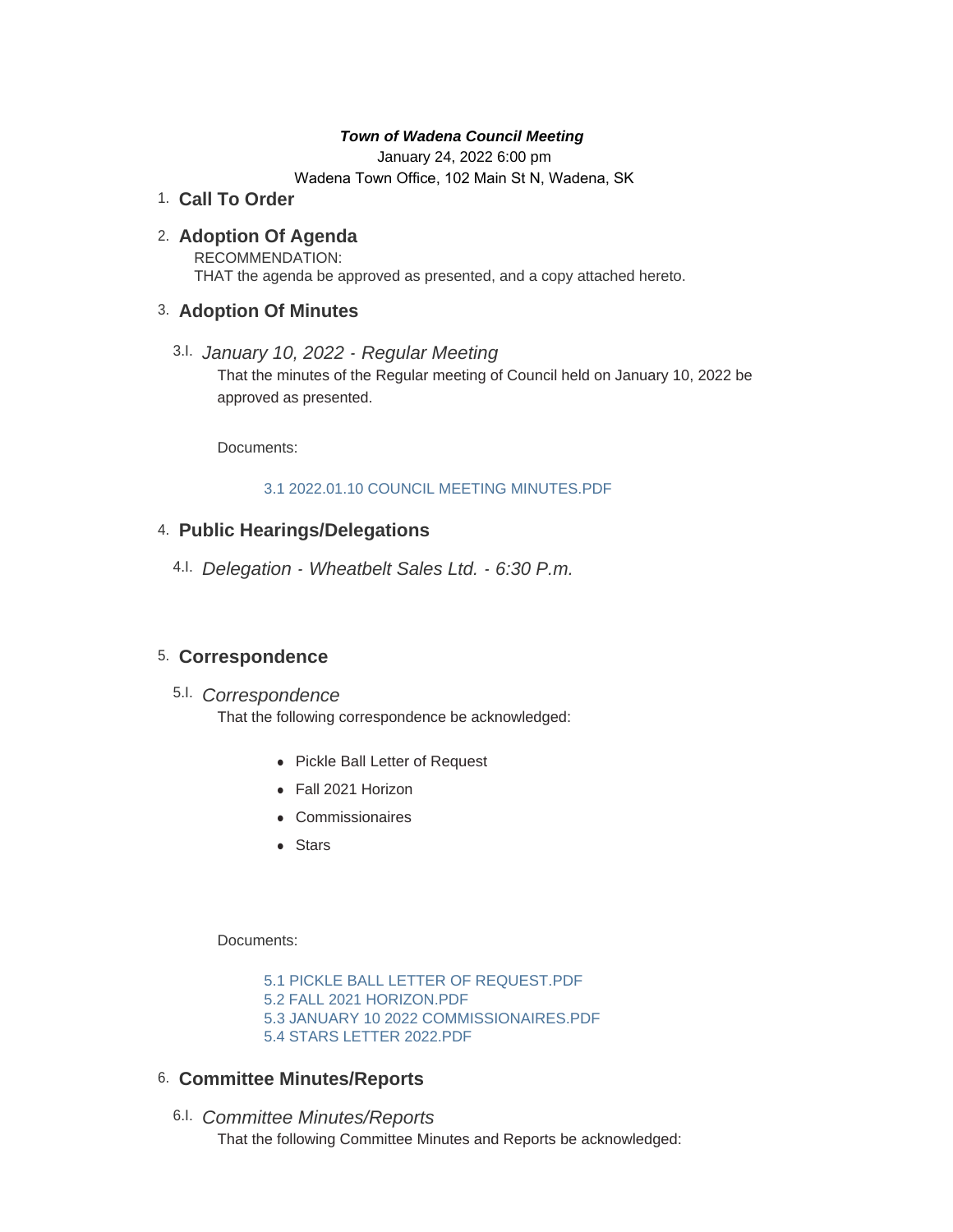***Town of Wadena Council Meeting***

January 24, 2022 6:00 pm

Wadena Town Office, 102 Main St N, Wadena, SK

## 1. Call To Order

## 2. Adoption Of Agenda

RECOMMENDATION:
THAT the agenda be approved as presented, and a copy attached hereto.

## 3. Adoption Of Minutes

### 3.I. *January 10, 2022 - Regular Meeting*

That the minutes of the Regular meeting of Council held on January 10, 2022 be approved as presented.

Documents:

3.1 2022.01.10 COUNCIL MEETING MINUTES.PDF

## 4. Public Hearings/Delegations

### 4.I. *Delegation - Wheatbelt Sales Ltd. - 6:30 P.m.*

## 5. Correspondence

### 5.I. *Correspondence*

That the following correspondence be acknowledged:

- Pickle Ball Letter of Request
- Fall 2021 Horizon
- Commissionaires
- Stars

Documents:

5.1 PICKLE BALL LETTER OF REQUEST.PDF
5.2 FALL 2021 HORIZON.PDF
5.3 JANUARY 10 2022 COMMISSIONAIRES.PDF
5.4 STARS LETTER 2022.PDF

## 6. Committee Minutes/Reports

### 6.I. *Committee Minutes/Reports*

That the following Committee Minutes and Reports be acknowledged: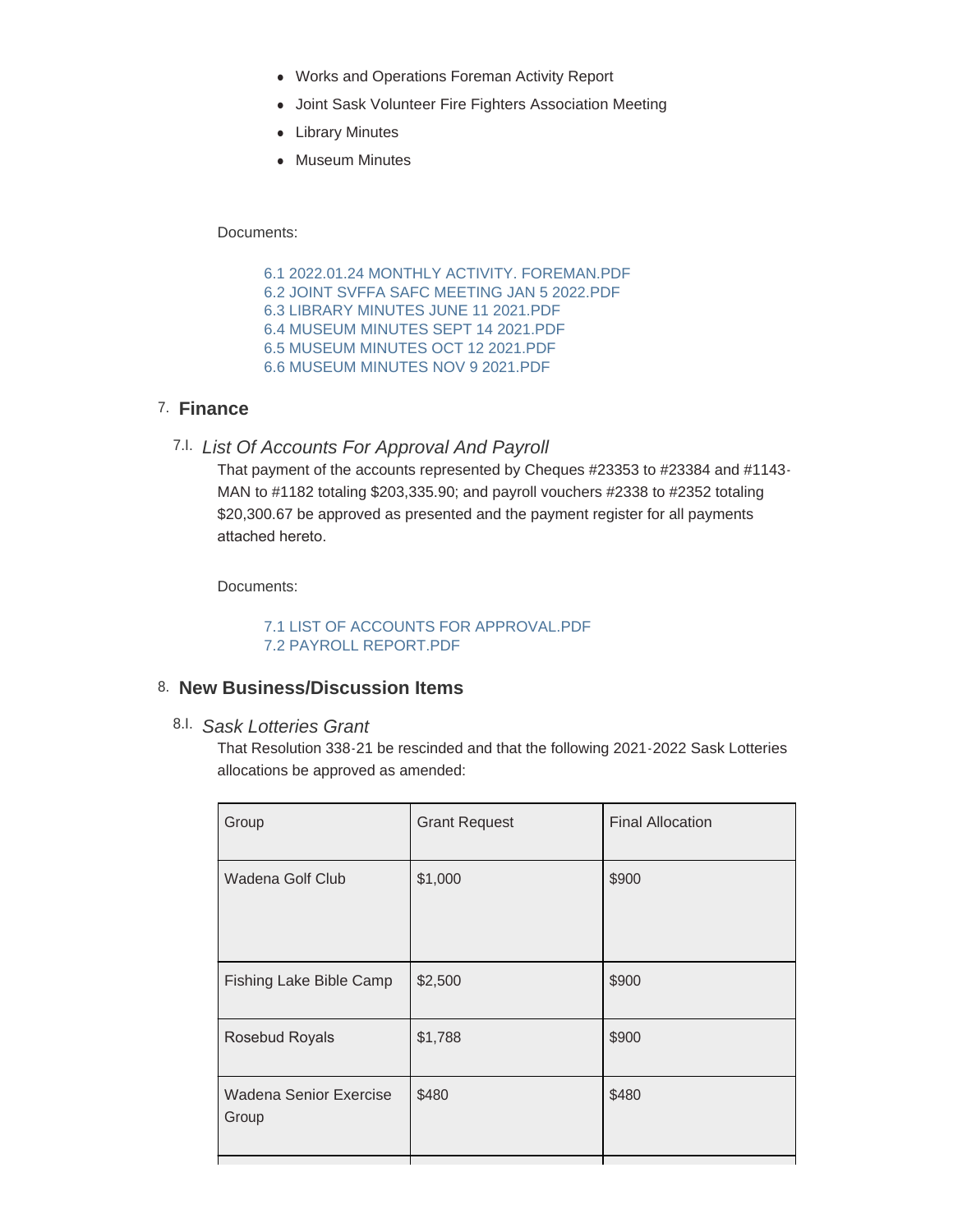- Works and Operations Foreman Activity Report
- Joint Sask Volunteer Fire Fighters Association Meeting
- Library Minutes
- Museum Minutes

Documents:

6.1 2022.01.24 MONTHLY ACTIVITY. FOREMAN.PDF
6.2 JOINT SVFFA SAFC MEETING JAN 5 2022.PDF
6.3 LIBRARY MINUTES JUNE 11 2021.PDF
6.4 MUSEUM MINUTES SEPT 14 2021.PDF
6.5 MUSEUM MINUTES OCT 12 2021.PDF
6.6 MUSEUM MINUTES NOV 9 2021.PDF

## 7. Finance

### 7.I. *List Of Accounts For Approval And Payroll*

That payment of the accounts represented by Cheques #23353 to #23384 and #1143-MAN to #1182 totaling $203,335.90; and payroll vouchers #2338 to #2352 totaling $20,300.67 be approved as presented and the payment register for all payments attached hereto.

Documents:

7.1 LIST OF ACCOUNTS FOR APPROVAL.PDF
7.2 PAYROLL REPORT.PDF

## 8. New Business/Discussion Items

### 8.I. *Sask Lotteries Grant*

That Resolution 338-21 be rescinded and that the following 2021-2022 Sask Lotteries allocations be approved as amended:

| Group | Grant Request | Final Allocation |
|---|---|---|
| Wadena Golf Club | $1,000 | $900 |
| Fishing Lake Bible Camp | $2,500 | $900 |
| Rosebud Royals | $1,788 | $900 |
| Wadena Senior Exercise Group | $480 | $480 |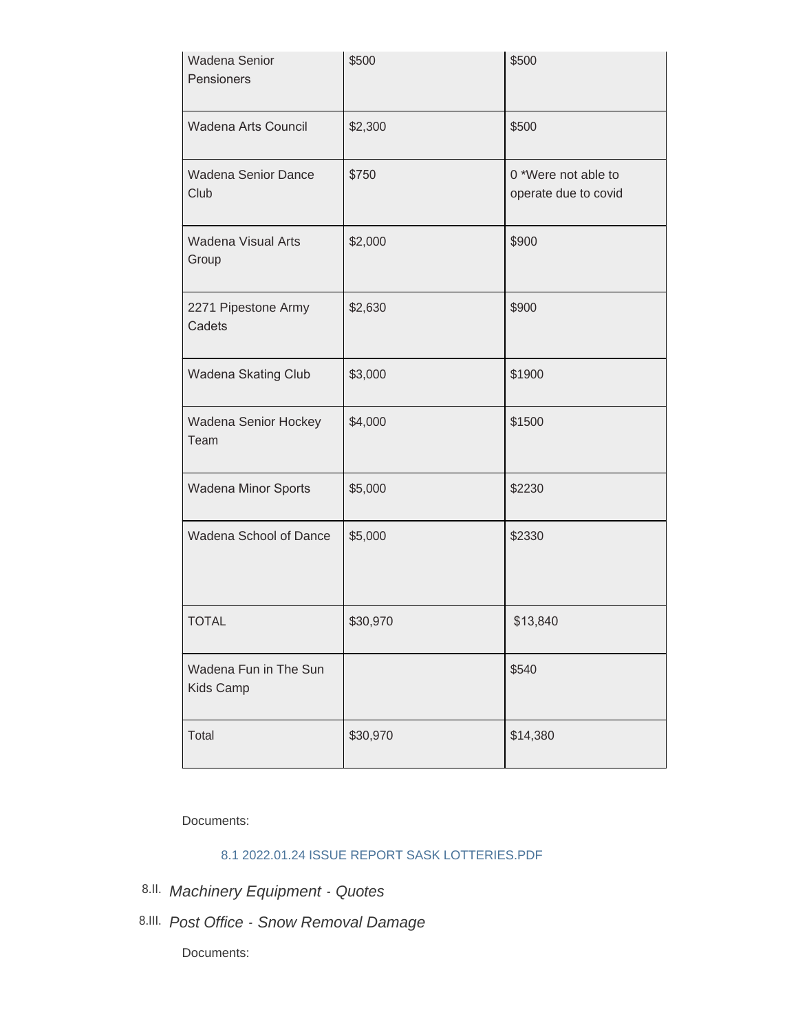| | | |
|---|---|---|
| Wadena Senior Pensioners | $500 | $500 |
| Wadena Arts Council | $2,300 | $500 |
| Wadena Senior Dance Club | $750 | 0 *Were not able to operate due to covid |
| Wadena Visual Arts Group | $2,000 | $900 |
| 2271 Pipestone Army Cadets | $2,630 | $900 |
| Wadena Skating Club | $3,000 | $1900 |
| Wadena Senior Hockey Team | $4,000 | $1500 |
| Wadena Minor Sports | $5,000 | $2230 |
| Wadena School of Dance | $5,000 | $2330 |
| TOTAL | $30,970 | $13,840 |
| Wadena Fun in The Sun Kids Camp | | $540 |
| Total | $30,970 | $14,380 |

Documents:

8.1 2022.01.24 ISSUE REPORT SASK LOTTERIES.PDF

8.II. *Machinery Equipment - Quotes*

8.III. *Post Office - Snow Removal Damage*

Documents: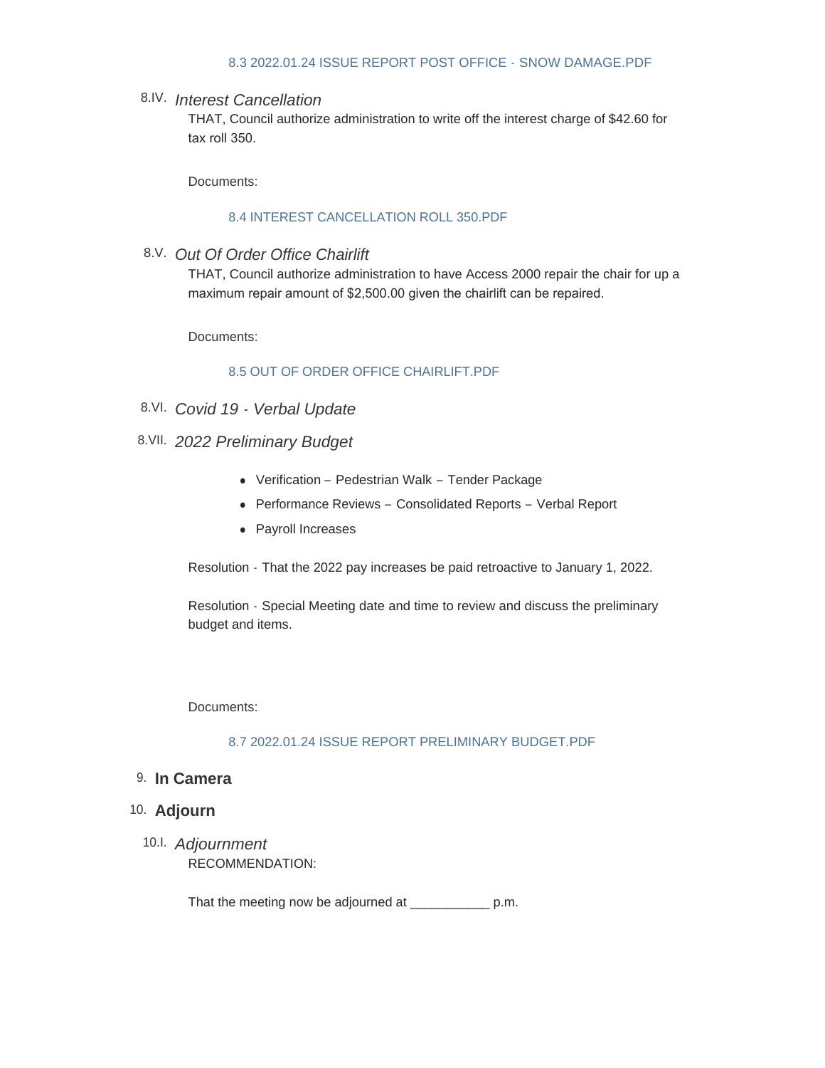8.3 2022.01.24 ISSUE REPORT POST OFFICE - SNOW DAMAGE.PDF

8.IV. *Interest Cancellation*

THAT, Council authorize administration to write off the interest charge of $42.60 for tax roll 350.

Documents:

8.4 INTEREST CANCELLATION ROLL 350.PDF

8.V. *Out Of Order Office Chairlift*

THAT, Council authorize administration to have Access 2000 repair the chair for up a maximum repair amount of $2,500.00 given the chairlift can be repaired.

Documents:

8.5 OUT OF ORDER OFFICE CHAIRLIFT.PDF

8.VI. *Covid 19 - Verbal Update*

8.VII. *2022 Preliminary Budget*

- Verification – Pedestrian Walk – Tender Package
- Performance Reviews – Consolidated Reports – Verbal Report
- Payroll Increases

Resolution - That the 2022 pay increases be paid retroactive to January 1, 2022.

Resolution - Special Meeting date and time to review and discuss the preliminary budget and items.

Documents:

8.7 2022.01.24 ISSUE REPORT PRELIMINARY BUDGET.PDF

## 9. In Camera

## 10. Adjourn

10.I. *Adjournment*

RECOMMENDATION:

That the meeting now be adjourned at ___________ p.m.